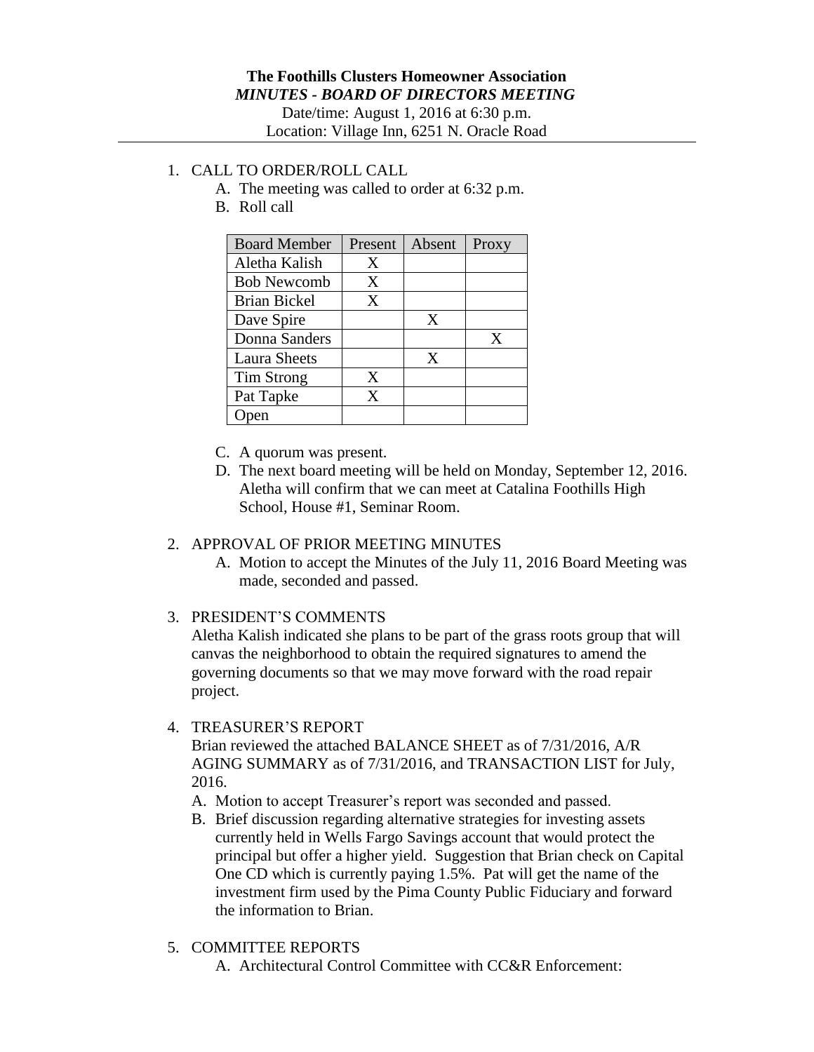**The Foothills Clusters Homeowner Association**

***MINUTES - BOARD OF DIRECTORS MEETING***

Date/time: August 1, 2016 at 6:30 p.m.

Location: Village Inn, 6251 N. Oracle Road

1. CALL TO ORDER/ROLL CALL
   A. The meeting was called to order at 6:32 p.m.
   B. Roll call

| Board Member | Present | Absent | Proxy |
|---|---|---|---|
| Aletha Kalish | X | | |
| Bob Newcomb | X | | |
| Brian Bickel | X | | |
| Dave Spire | | X | |
| Donna Sanders | | | X |
| Laura Sheets | | X | |
| Tim Strong | X | | |
| Pat Tapke | X | | |
| Open | | | |

   C. A quorum was present.
   D. The next board meeting will be held on Monday, September 12, 2016. Aletha will confirm that we can meet at Catalina Foothills High School, House #1, Seminar Room.

2. APPROVAL OF PRIOR MEETING MINUTES
   A. Motion to accept the Minutes of the July 11, 2016 Board Meeting was made, seconded and passed.

3. PRESIDENT'S COMMENTS

   Aletha Kalish indicated she plans to be part of the grass roots group that will canvas the neighborhood to obtain the required signatures to amend the governing documents so that we may move forward with the road repair project.

4. TREASURER'S REPORT

   Brian reviewed the attached BALANCE SHEET as of 7/31/2016, A/R AGING SUMMARY as of 7/31/2016, and TRANSACTION LIST for July, 2016.
   A. Motion to accept Treasurer's report was seconded and passed.
   B. Brief discussion regarding alternative strategies for investing assets currently held in Wells Fargo Savings account that would protect the principal but offer a higher yield. Suggestion that Brian check on Capital One CD which is currently paying 1.5%. Pat will get the name of the investment firm used by the Pima County Public Fiduciary and forward the information to Brian.

5. COMMITTEE REPORTS
   A. Architectural Control Committee with CC&R Enforcement: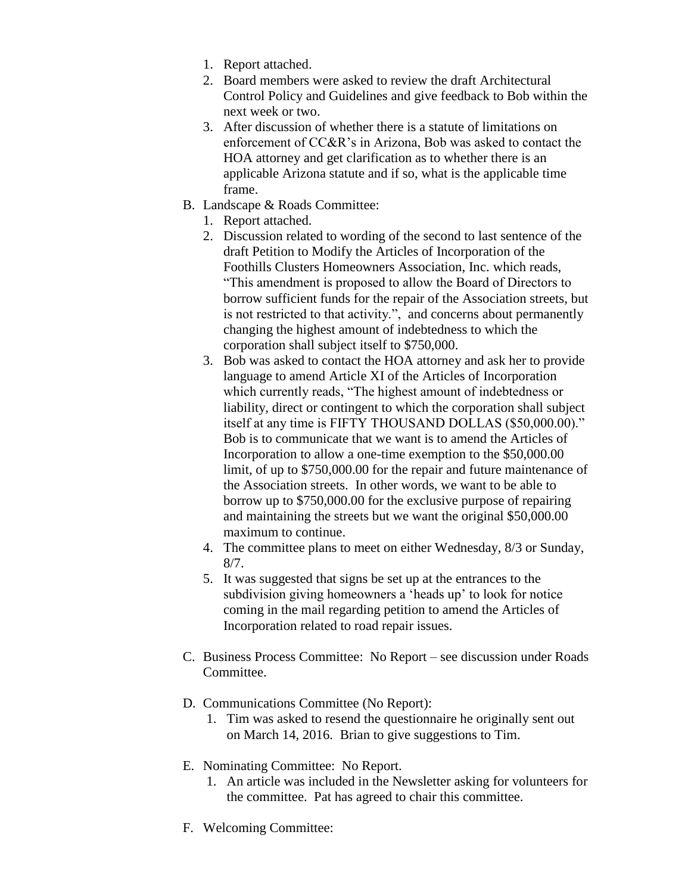1. Report attached.
2. Board members were asked to review the draft Architectural Control Policy and Guidelines and give feedback to Bob within the next week or two.
3. After discussion of whether there is a statute of limitations on enforcement of CC&R's in Arizona, Bob was asked to contact the HOA attorney and get clarification as to whether there is an applicable Arizona statute and if so, what is the applicable time frame.

B. Landscape & Roads Committee:
   1. Report attached.
   2. Discussion related to wording of the second to last sentence of the draft Petition to Modify the Articles of Incorporation of the Foothills Clusters Homeowners Association, Inc. which reads, "This amendment is proposed to allow the Board of Directors to borrow sufficient funds for the repair of the Association streets, but is not restricted to that activity.", and concerns about permanently changing the highest amount of indebtedness to which the corporation shall subject itself to $750,000.
   3. Bob was asked to contact the HOA attorney and ask her to provide language to amend Article XI of the Articles of Incorporation which currently reads, "The highest amount of indebtedness or liability, direct or contingent to which the corporation shall subject itself at any time is FIFTY THOUSAND DOLLAS ($50,000.00)." Bob is to communicate that we want is to amend the Articles of Incorporation to allow a one-time exemption to the $50,000.00 limit, of up to $750,000.00 for the repair and future maintenance of the Association streets. In other words, we want to be able to borrow up to $750,000.00 for the exclusive purpose of repairing and maintaining the streets but we want the original $50,000.00 maximum to continue.
   4. The committee plans to meet on either Wednesday, 8/3 or Sunday, 8/7.
   5. It was suggested that signs be set up at the entrances to the subdivision giving homeowners a 'heads up' to look for notice coming in the mail regarding petition to amend the Articles of Incorporation related to road repair issues.

C. Business Process Committee: No Report – see discussion under Roads Committee.

D. Communications Committee (No Report):
   1. Tim was asked to resend the questionnaire he originally sent out on March 14, 2016. Brian to give suggestions to Tim.

E. Nominating Committee: No Report.
   1. An article was included in the Newsletter asking for volunteers for the committee. Pat has agreed to chair this committee.

F. Welcoming Committee: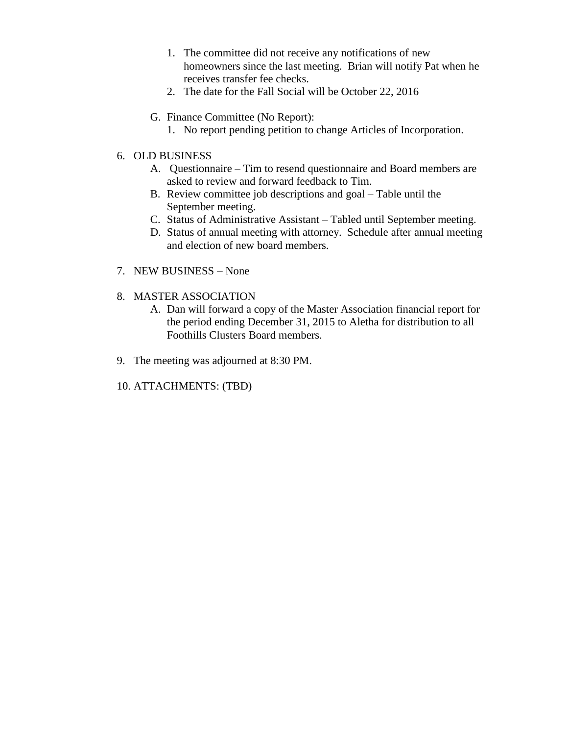1. The committee did not receive any notifications of new homeowners since the last meeting. Brian will notify Pat when he receives transfer fee checks.
2. The date for the Fall Social will be October 22, 2016

G. Finance Committee (No Report):

1. No report pending petition to change Articles of Incorporation.

6. OLD BUSINESS

   A. Questionnaire – Tim to resend questionnaire and Board members are asked to review and forward feedback to Tim.

   B. Review committee job descriptions and goal – Table until the September meeting.

   C. Status of Administrative Assistant – Tabled until September meeting.

   D. Status of annual meeting with attorney. Schedule after annual meeting and election of new board members.

7. NEW BUSINESS – None

8. MASTER ASSOCIATION

   A. Dan will forward a copy of the Master Association financial report for the period ending December 31, 2015 to Aletha for distribution to all Foothills Clusters Board members.

9. The meeting was adjourned at 8:30 PM.

10. ATTACHMENTS: (TBD)